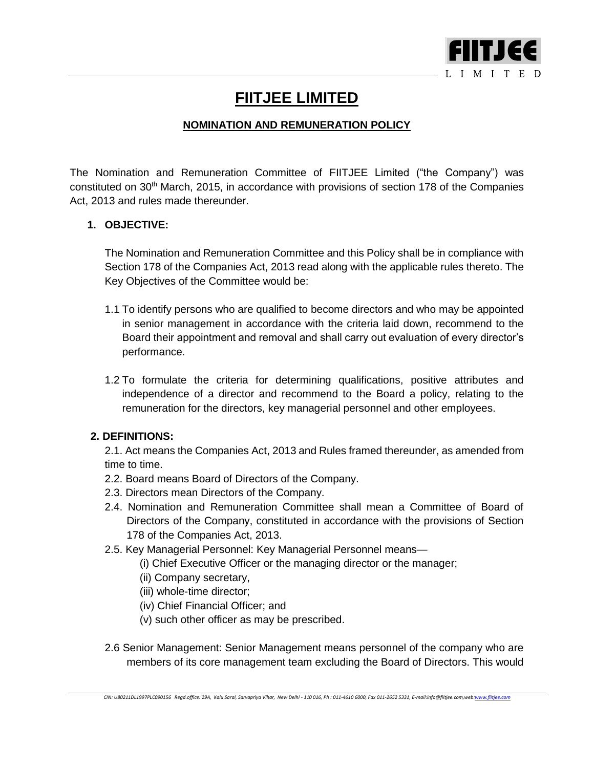# FIITJEE LIMITED

## NOMINATION AND REMUNERATION POLICY

The Nomination and Remuneration Committee of FIITJEE Limited ("the Company") was constituted on 30th March, 2015, in accordance with provisions of section 178 of the Companies Act, 2013 and rules made thereunder.

### 1. OBJECTIVE:

The Nomination and Remuneration Committee and this Policy shall be in compliance with Section 178 of the Companies Act, 2013 read along with the applicable rules thereto. The Key Objectives of the Committee would be:

1.1 To identify persons who are qualified to become directors and who may be appointed in senior management in accordance with the criteria laid down, recommend to the Board their appointment and removal and shall carry out evaluation of every director's performance.

1.2 To formulate the criteria for determining qualifications, positive attributes and independence of a director and recommend to the Board a policy, relating to the remuneration for the directors, key managerial personnel and other employees.

### 2. DEFINITIONS:

2.1. Act means the Companies Act, 2013 and Rules framed thereunder, as amended from time to time.

2.2. Board means Board of Directors of the Company.

2.3. Directors mean Directors of the Company.

2.4. Nomination and Remuneration Committee shall mean a Committee of Board of Directors of the Company, constituted in accordance with the provisions of Section 178 of the Companies Act, 2013.

2.5. Key Managerial Personnel: Key Managerial Personnel means—

(i) Chief Executive Officer or the managing director or the manager;

(ii) Company secretary,

(iii) whole-time director;

(iv) Chief Financial Officer; and

(v) such other officer as may be prescribed.

2.6 Senior Management: Senior Management means personnel of the company who are members of its core management team excluding the Board of Directors. This would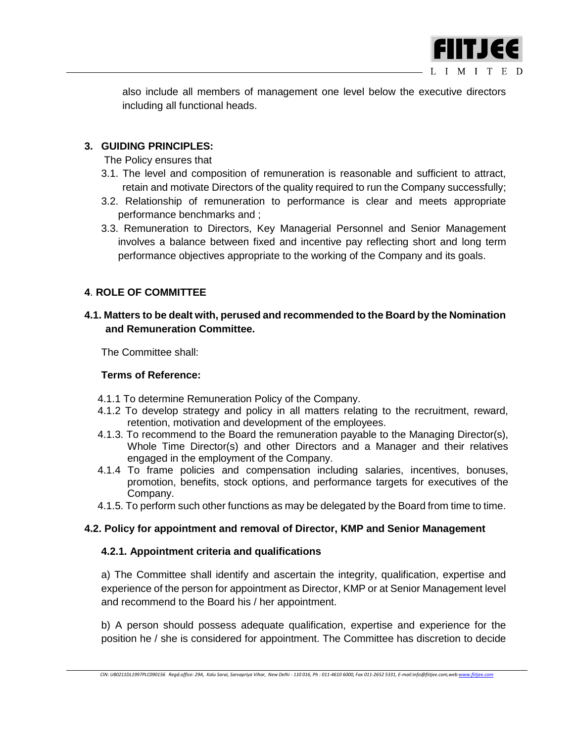also include all members of management one level below the executive directors including all functional heads.

## 3. GUIDING PRINCIPLES:

The Policy ensures that

3.1. The level and composition of remuneration is reasonable and sufficient to attract, retain and motivate Directors of the quality required to run the Company successfully;

3.2. Relationship of remuneration to performance is clear and meets appropriate performance benchmarks and ;

3.3. Remuneration to Directors, Key Managerial Personnel and Senior Management involves a balance between fixed and incentive pay reflecting short and long term performance objectives appropriate to the working of the Company and its goals.

## 4. ROLE OF COMMITTEE

### 4.1. Matters to be dealt with, perused and recommended to the Board by the Nomination and Remuneration Committee.

The Committee shall:

**Terms of Reference:**

4.1.1 To determine Remuneration Policy of the Company.

4.1.2 To develop strategy and policy in all matters relating to the recruitment, reward, retention, motivation and development of the employees.

4.1.3. To recommend to the Board the remuneration payable to the Managing Director(s), Whole Time Director(s) and other Directors and a Manager and their relatives engaged in the employment of the Company.

4.1.4 To frame policies and compensation including salaries, incentives, bonuses, promotion, benefits, stock options, and performance targets for executives of the Company.

4.1.5. To perform such other functions as may be delegated by the Board from time to time.

### 4.2. Policy for appointment and removal of Director, KMP and Senior Management

#### 4.2.1. Appointment criteria and qualifications

a) The Committee shall identify and ascertain the integrity, qualification, expertise and experience of the person for appointment as Director, KMP or at Senior Management level and recommend to the Board his / her appointment.

b) A person should possess adequate qualification, expertise and experience for the position he / she is considered for appointment. The Committee has discretion to decide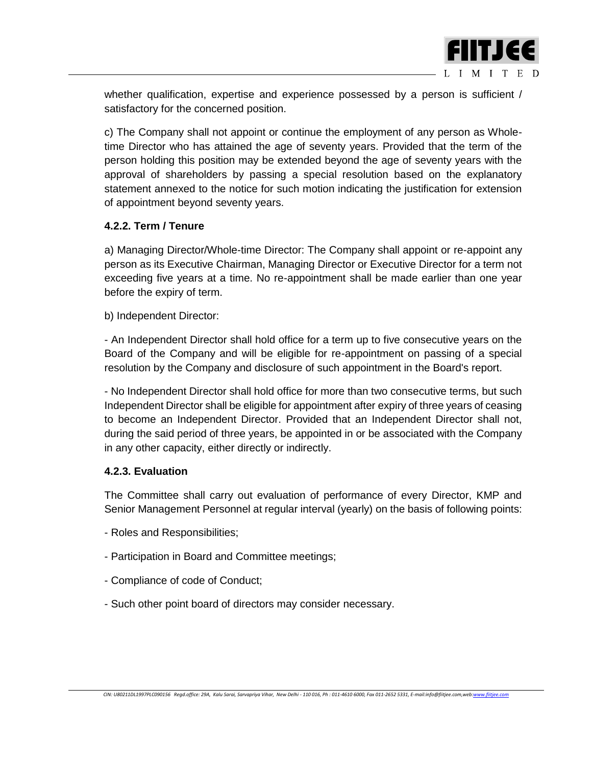whether qualification, expertise and experience possessed by a person is sufficient / satisfactory for the concerned position.

c) The Company shall not appoint or continue the employment of any person as Whole-time Director who has attained the age of seventy years. Provided that the term of the person holding this position may be extended beyond the age of seventy years with the approval of shareholders by passing a special resolution based on the explanatory statement annexed to the notice for such motion indicating the justification for extension of appointment beyond seventy years.

#### 4.2.2. Term / Tenure

a) Managing Director/Whole-time Director: The Company shall appoint or re-appoint any person as its Executive Chairman, Managing Director or Executive Director for a term not exceeding five years at a time. No re-appointment shall be made earlier than one year before the expiry of term.

b) Independent Director:

- An Independent Director shall hold office for a term up to five consecutive years on the Board of the Company and will be eligible for re-appointment on passing of a special resolution by the Company and disclosure of such appointment in the Board's report.

- No Independent Director shall hold office for more than two consecutive terms, but such Independent Director shall be eligible for appointment after expiry of three years of ceasing to become an Independent Director. Provided that an Independent Director shall not, during the said period of three years, be appointed in or be associated with the Company in any other capacity, either directly or indirectly.

#### 4.2.3. Evaluation

The Committee shall carry out evaluation of performance of every Director, KMP and Senior Management Personnel at regular interval (yearly) on the basis of following points:

- Roles and Responsibilities;

- Participation in Board and Committee meetings;

- Compliance of code of Conduct;

- Such other point board of directors may consider necessary.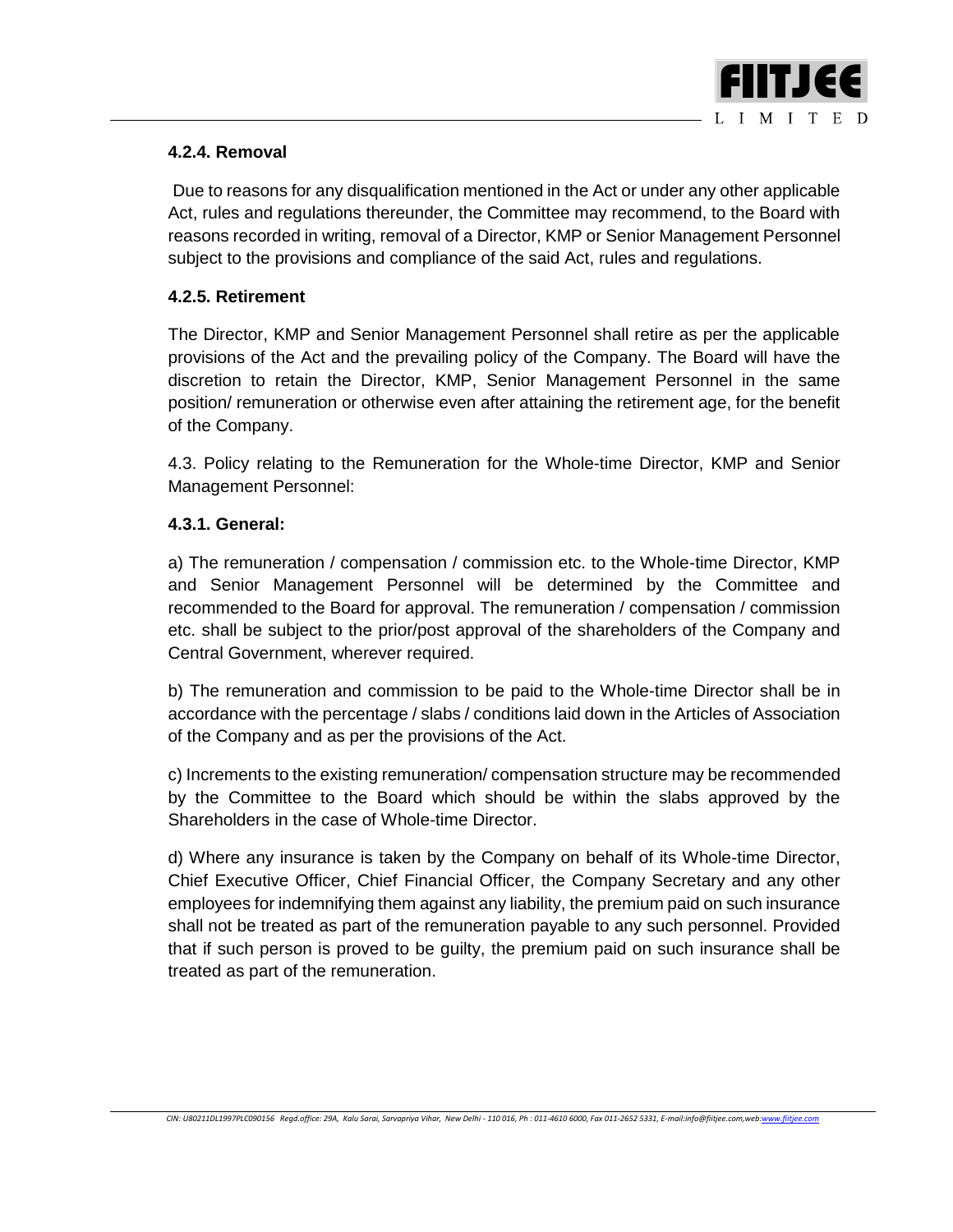#### 4.2.4. Removal

Due to reasons for any disqualification mentioned in the Act or under any other applicable Act, rules and regulations thereunder, the Committee may recommend, to the Board with reasons recorded in writing, removal of a Director, KMP or Senior Management Personnel subject to the provisions and compliance of the said Act, rules and regulations.

#### 4.2.5. Retirement

The Director, KMP and Senior Management Personnel shall retire as per the applicable provisions of the Act and the prevailing policy of the Company. The Board will have the discretion to retain the Director, KMP, Senior Management Personnel in the same position/ remuneration or otherwise even after attaining the retirement age, for the benefit of the Company.

4.3. Policy relating to the Remuneration for the Whole-time Director, KMP and Senior Management Personnel:

#### 4.3.1. General:

a) The remuneration / compensation / commission etc. to the Whole-time Director, KMP and Senior Management Personnel will be determined by the Committee and recommended to the Board for approval. The remuneration / compensation / commission etc. shall be subject to the prior/post approval of the shareholders of the Company and Central Government, wherever required.

b) The remuneration and commission to be paid to the Whole-time Director shall be in accordance with the percentage / slabs / conditions laid down in the Articles of Association of the Company and as per the provisions of the Act.

c) Increments to the existing remuneration/ compensation structure may be recommended by the Committee to the Board which should be within the slabs approved by the Shareholders in the case of Whole-time Director.

d) Where any insurance is taken by the Company on behalf of its Whole-time Director, Chief Executive Officer, Chief Financial Officer, the Company Secretary and any other employees for indemnifying them against any liability, the premium paid on such insurance shall not be treated as part of the remuneration payable to any such personnel. Provided that if such person is proved to be guilty, the premium paid on such insurance shall be treated as part of the remuneration.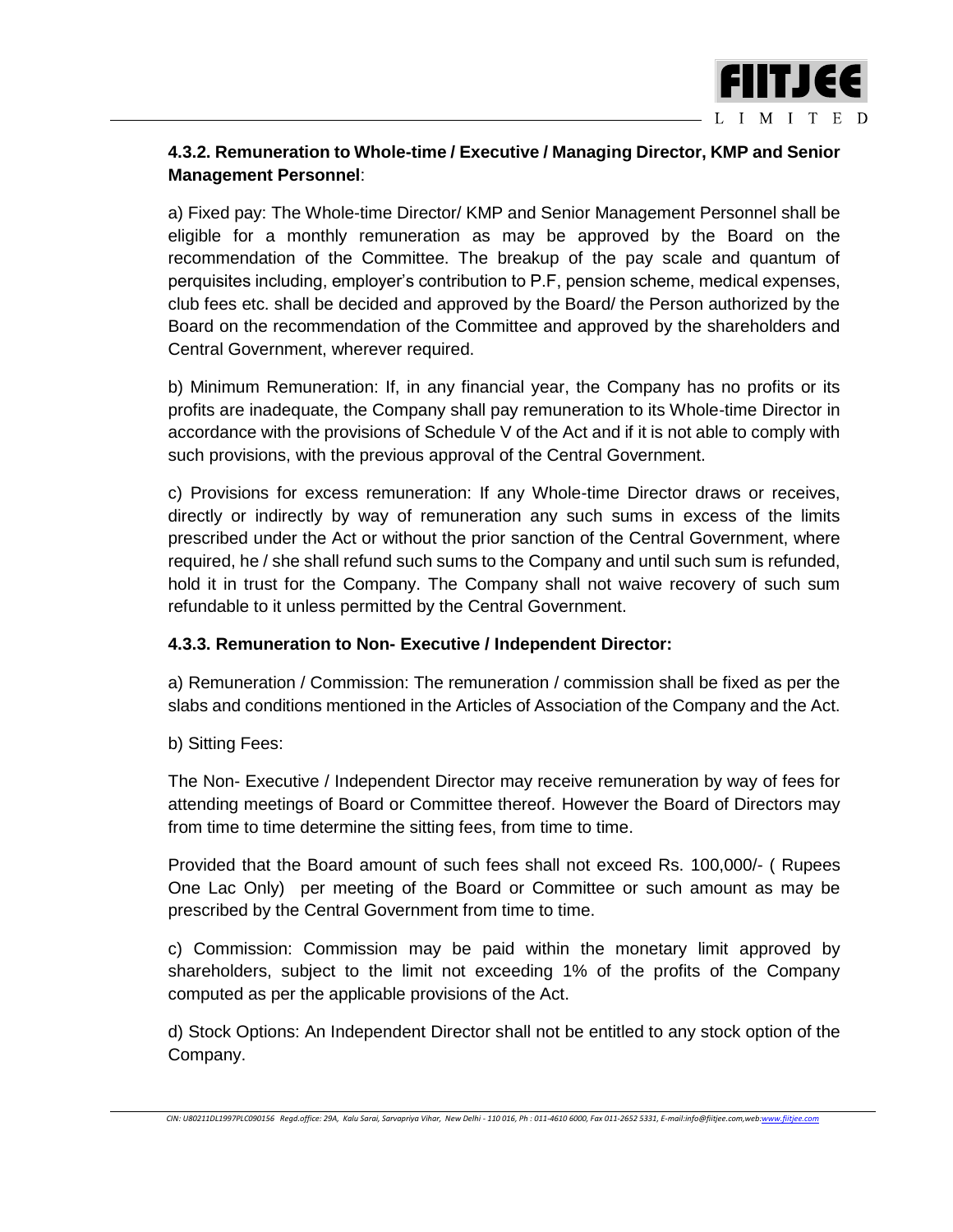**4.3.2. Remuneration to Whole-time / Executive / Managing Director, KMP and Senior Management Personnel**:

a) Fixed pay: The Whole-time Director/ KMP and Senior Management Personnel shall be eligible for a monthly remuneration as may be approved by the Board on the recommendation of the Committee. The breakup of the pay scale and quantum of perquisites including, employer's contribution to P.F, pension scheme, medical expenses, club fees etc. shall be decided and approved by the Board/ the Person authorized by the Board on the recommendation of the Committee and approved by the shareholders and Central Government, wherever required.

b) Minimum Remuneration: If, in any financial year, the Company has no profits or its profits are inadequate, the Company shall pay remuneration to its Whole-time Director in accordance with the provisions of Schedule V of the Act and if it is not able to comply with such provisions, with the previous approval of the Central Government.

c) Provisions for excess remuneration: If any Whole-time Director draws or receives, directly or indirectly by way of remuneration any such sums in excess of the limits prescribed under the Act or without the prior sanction of the Central Government, where required, he / she shall refund such sums to the Company and until such sum is refunded, hold it in trust for the Company. The Company shall not waive recovery of such sum refundable to it unless permitted by the Central Government.

**4.3.3. Remuneration to Non- Executive / Independent Director:**

a) Remuneration / Commission: The remuneration / commission shall be fixed as per the slabs and conditions mentioned in the Articles of Association of the Company and the Act.

b) Sitting Fees:

The Non- Executive / Independent Director may receive remuneration by way of fees for attending meetings of Board or Committee thereof. However the Board of Directors may from time to time determine the sitting fees, from time to time.

Provided that the Board amount of such fees shall not exceed Rs. 100,000/- ( Rupees One Lac Only) per meeting of the Board or Committee or such amount as may be prescribed by the Central Government from time to time.

c) Commission: Commission may be paid within the monetary limit approved by shareholders, subject to the limit not exceeding 1% of the profits of the Company computed as per the applicable provisions of the Act.

d) Stock Options: An Independent Director shall not be entitled to any stock option of the Company.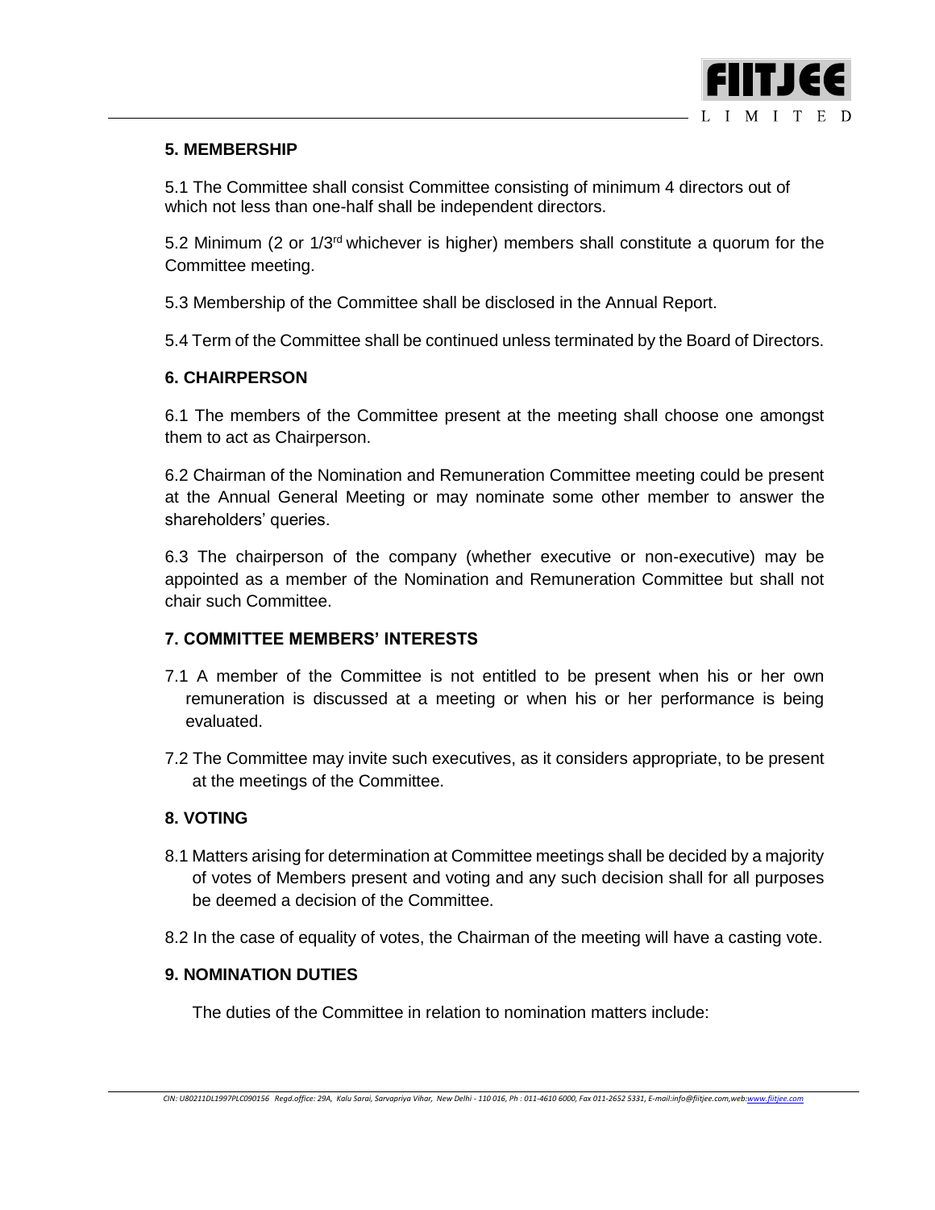## 5. MEMBERSHIP

5.1 The Committee shall consist Committee consisting of minimum 4 directors out of which not less than one-half shall be independent directors.

5.2 Minimum (2 or 1/3rd whichever is higher) members shall constitute a quorum for the Committee meeting.

5.3 Membership of the Committee shall be disclosed in the Annual Report.

5.4 Term of the Committee shall be continued unless terminated by the Board of Directors.

## 6. CHAIRPERSON

6.1 The members of the Committee present at the meeting shall choose one amongst them to act as Chairperson.

6.2 Chairman of the Nomination and Remuneration Committee meeting could be present at the Annual General Meeting or may nominate some other member to answer the shareholders' queries.

6.3 The chairperson of the company (whether executive or non-executive) may be appointed as a member of the Nomination and Remuneration Committee but shall not chair such Committee.

## 7. COMMITTEE MEMBERS' INTERESTS

7.1 A member of the Committee is not entitled to be present when his or her own remuneration is discussed at a meeting or when his or her performance is being evaluated.

7.2 The Committee may invite such executives, as it considers appropriate, to be present at the meetings of the Committee.

## 8. VOTING

8.1 Matters arising for determination at Committee meetings shall be decided by a majority of votes of Members present and voting and any such decision shall for all purposes be deemed a decision of the Committee.

8.2 In the case of equality of votes, the Chairman of the meeting will have a casting vote.

## 9. NOMINATION DUTIES

The duties of the Committee in relation to nomination matters include: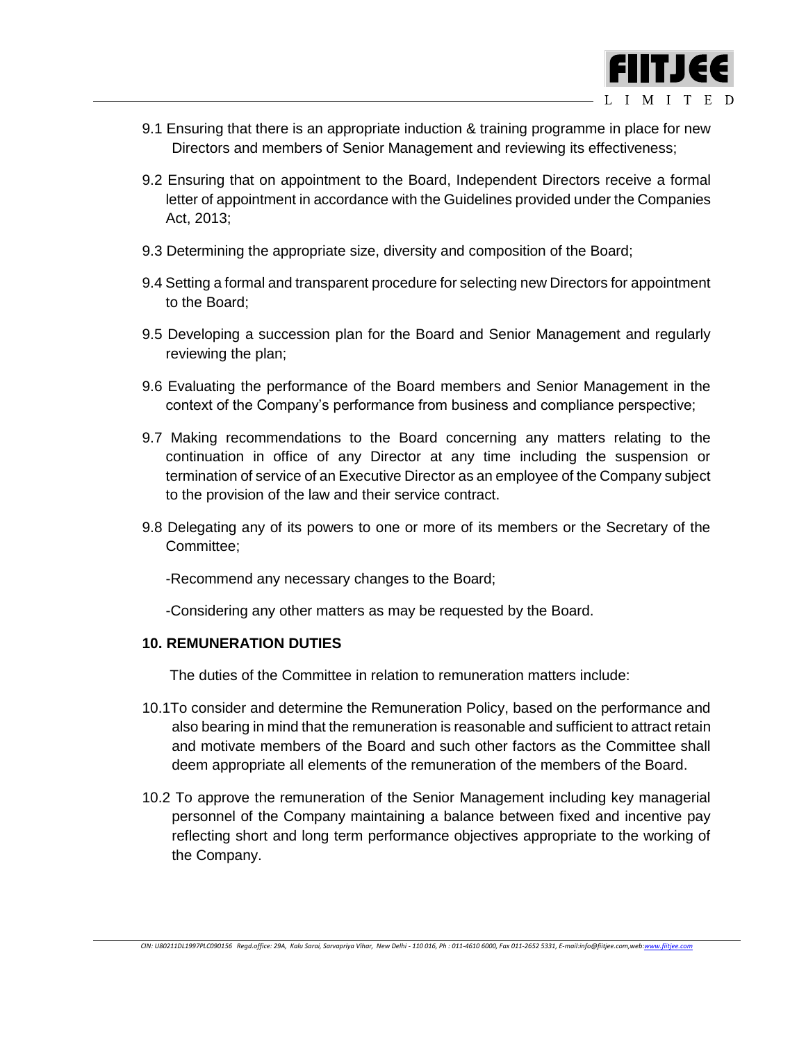9.1 Ensuring that there is an appropriate induction & training programme in place for new Directors and members of Senior Management and reviewing its effectiveness;

9.2 Ensuring that on appointment to the Board, Independent Directors receive a formal letter of appointment in accordance with the Guidelines provided under the Companies Act, 2013;

9.3 Determining the appropriate size, diversity and composition of the Board;

9.4 Setting a formal and transparent procedure for selecting new Directors for appointment to the Board;

9.5 Developing a succession plan for the Board and Senior Management and regularly reviewing the plan;

9.6 Evaluating the performance of the Board members and Senior Management in the context of the Company's performance from business and compliance perspective;

9.7 Making recommendations to the Board concerning any matters relating to the continuation in office of any Director at any time including the suspension or termination of service of an Executive Director as an employee of the Company subject to the provision of the law and their service contract.

9.8 Delegating any of its powers to one or more of its members or the Secretary of the Committee;

-Recommend any necessary changes to the Board;

-Considering any other matters as may be requested by the Board.

**10. REMUNERATION DUTIES**

The duties of the Committee in relation to remuneration matters include:

10.1To consider and determine the Remuneration Policy, based on the performance and also bearing in mind that the remuneration is reasonable and sufficient to attract retain and motivate members of the Board and such other factors as the Committee shall deem appropriate all elements of the remuneration of the members of the Board.

10.2 To approve the remuneration of the Senior Management including key managerial personnel of the Company maintaining a balance between fixed and incentive pay reflecting short and long term performance objectives appropriate to the working of the Company.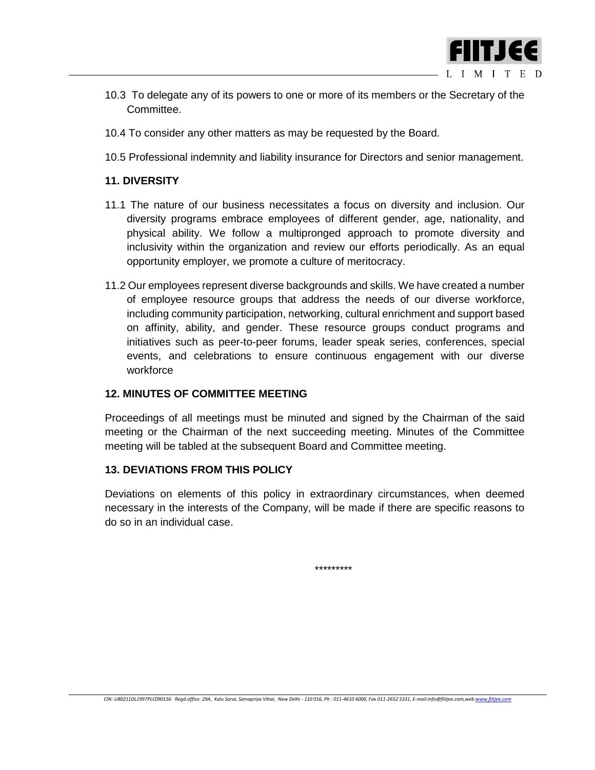10.3 To delegate any of its powers to one or more of its members or the Secretary of the Committee.

10.4 To consider any other matters as may be requested by the Board.

10.5 Professional indemnity and liability insurance for Directors and senior management.

**11. DIVERSITY**

11.1 The nature of our business necessitates a focus on diversity and inclusion. Our diversity programs embrace employees of different gender, age, nationality, and physical ability. We follow a multipronged approach to promote diversity and inclusivity within the organization and review our efforts periodically. As an equal opportunity employer, we promote a culture of meritocracy.

11.2 Our employees represent diverse backgrounds and skills. We have created a number of employee resource groups that address the needs of our diverse workforce, including community participation, networking, cultural enrichment and support based on affinity, ability, and gender. These resource groups conduct programs and initiatives such as peer-to-peer forums, leader speak series, conferences, special events, and celebrations to ensure continuous engagement with our diverse workforce

**12. MINUTES OF COMMITTEE MEETING**

Proceedings of all meetings must be minuted and signed by the Chairman of the said meeting or the Chairman of the next succeeding meeting. Minutes of the Committee meeting will be tabled at the subsequent Board and Committee meeting.

**13. DEVIATIONS FROM THIS POLICY**

Deviations on elements of this policy in extraordinary circumstances, when deemed necessary in the interests of the Company, will be made if there are specific reasons to do so in an individual case.

*********